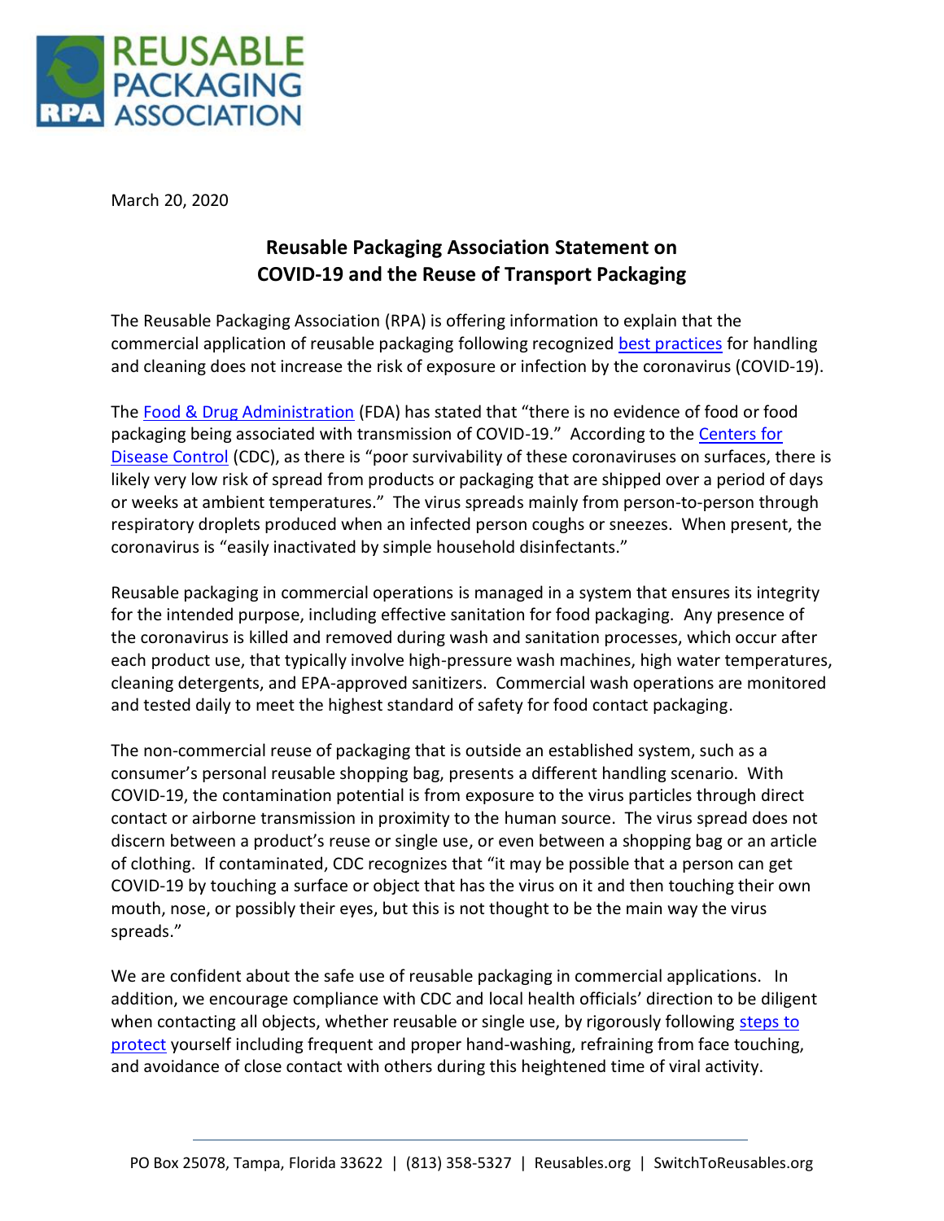REUSABLE PACKAGING ASSOCIATION

March 20, 2020

## Reusable Packaging Association Statement on COVID-19 and the Reuse of Transport Packaging

The Reusable Packaging Association (RPA) is offering information to explain that the commercial application of reusable packaging following recognized best practices for handling and cleaning does not increase the risk of exposure or infection by the coronavirus (COVID-19).

The Food & Drug Administration (FDA) has stated that "there is no evidence of food or food packaging being associated with transmission of COVID-19." According to the Centers for Disease Control (CDC), as there is "poor survivability of these coronaviruses on surfaces, there is likely very low risk of spread from products or packaging that are shipped over a period of days or weeks at ambient temperatures." The virus spreads mainly from person-to-person through respiratory droplets produced when an infected person coughs or sneezes. When present, the coronavirus is "easily inactivated by simple household disinfectants."

Reusable packaging in commercial operations is managed in a system that ensures its integrity for the intended purpose, including effective sanitation for food packaging. Any presence of the coronavirus is killed and removed during wash and sanitation processes, which occur after each product use, that typically involve high-pressure wash machines, high water temperatures, cleaning detergents, and EPA-approved sanitizers. Commercial wash operations are monitored and tested daily to meet the highest standard of safety for food contact packaging.

The non-commercial reuse of packaging that is outside an established system, such as a consumer's personal reusable shopping bag, presents a different handling scenario. With COVID-19, the contamination potential is from exposure to the virus particles through direct contact or airborne transmission in proximity to the human source. The virus spread does not discern between a product's reuse or single use, or even between a shopping bag or an article of clothing. If contaminated, CDC recognizes that "it may be possible that a person can get COVID-19 by touching a surface or object that has the virus on it and then touching their own mouth, nose, or possibly their eyes, but this is not thought to be the main way the virus spreads."

We are confident about the safe use of reusable packaging in commercial applications. In addition, we encourage compliance with CDC and local health officials' direction to be diligent when contacting all objects, whether reusable or single use, by rigorously following steps to protect yourself including frequent and proper hand-washing, refraining from face touching, and avoidance of close contact with others during this heightened time of viral activity.

PO Box 25078, Tampa, Florida 33622 | (813) 358-5327 | Reusables.org | SwitchToReusables.org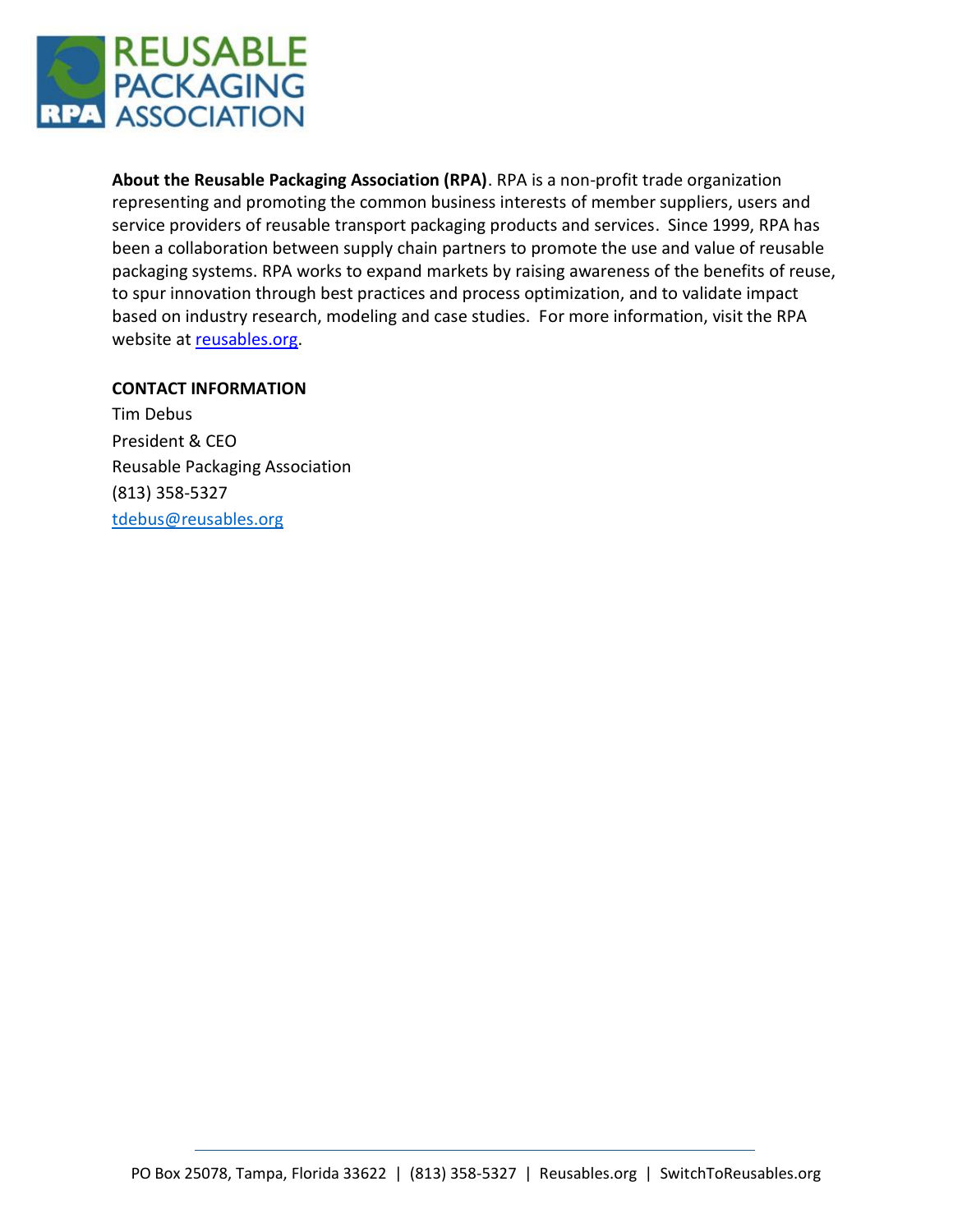**About the Reusable Packaging Association (RPA)**. RPA is a non-profit trade organization representing and promoting the common business interests of member suppliers, users and service providers of reusable transport packaging products and services. Since 1999, RPA has been a collaboration between supply chain partners to promote the use and value of reusable packaging systems. RPA works to expand markets by raising awareness of the benefits of reuse, to spur innovation through best practices and process optimization, and to validate impact based on industry research, modeling and case studies. For more information, visit the RPA website at reusables.org.

**CONTACT INFORMATION**

Tim Debus
President & CEO
Reusable Packaging Association
(813) 358-5327
tdebus@reusables.org

PO Box 25078, Tampa, Florida 33622 | (813) 358-5327 | Reusables.org | SwitchToReusables.org